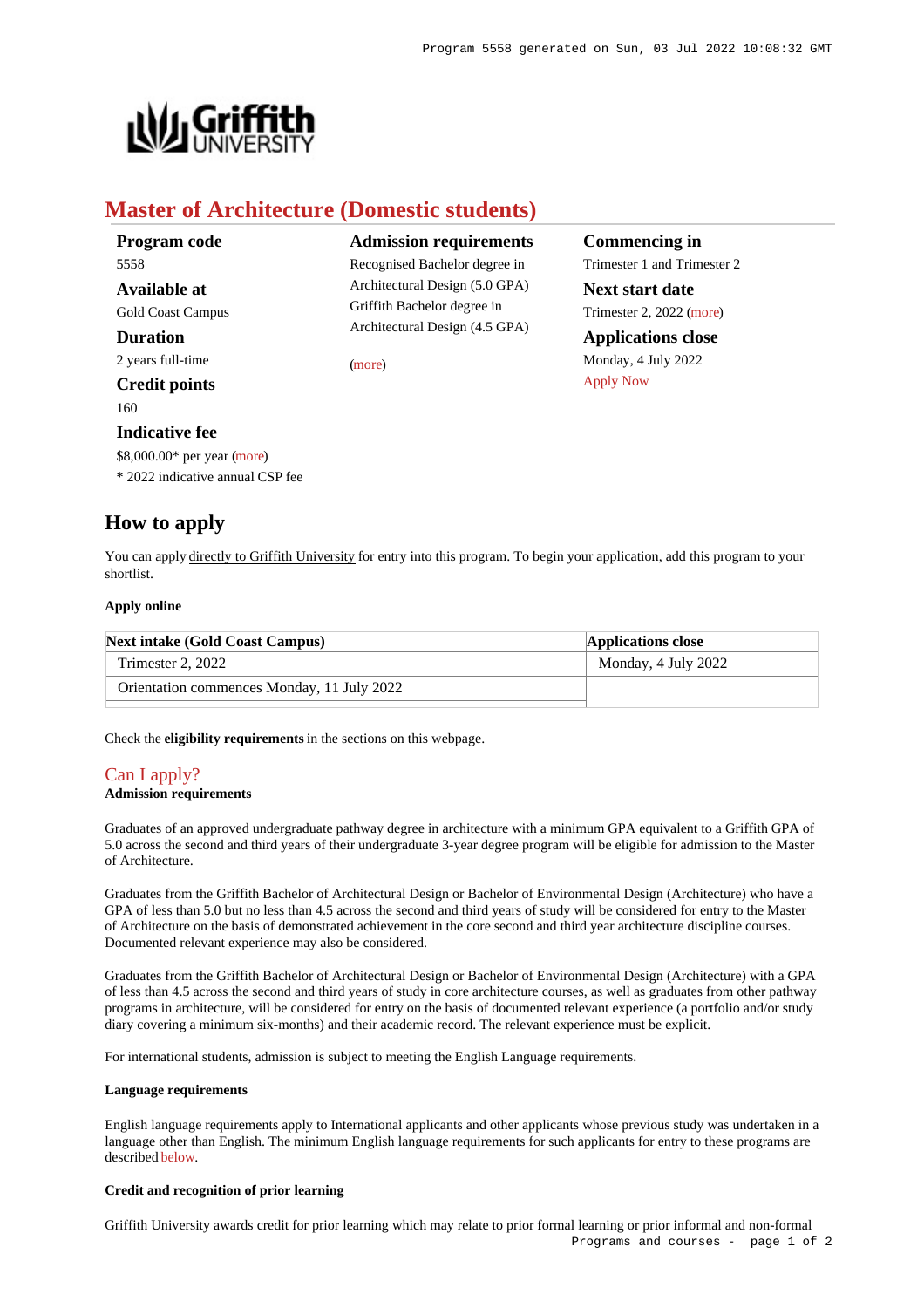# Master of Architecture (Domestic students)

**Program code**
5558

**Available at**
Gold Coast Campus

**Duration**
2 years full-time

**Credit points**
160

**Indicative fee**
$8,000.00* per year (more)
* 2022 indicative annual CSP fee

**Admission requirements**
Recognised Bachelor degree in Architectural Design (5.0 GPA)
Griffith Bachelor degree in Architectural Design (4.5 GPA)

(more)

**Commencing in**
Trimester 1 and Trimester 2

**Next start date**
Trimester 2, 2022 (more)

**Applications close**
Monday, 4 July 2022
Apply Now

## How to apply

You can apply directly to Griffith University for entry into this program. To begin your application, add this program to your shortlist.

**Apply online**

| Next intake (Gold Coast Campus) | Applications close |
|---|---|
| Trimester 2, 2022 | Monday, 4 July 2022 |
| Orientation commences Monday, 11 July 2022 | |

Check the **eligibility requirements** in the sections on this webpage.

### Can I apply?

**Admission requirements**

Graduates of an approved undergraduate pathway degree in architecture with a minimum GPA equivalent to a Griffith GPA of 5.0 across the second and third years of their undergraduate 3-year degree program will be eligible for admission to the Master of Architecture.

Graduates from the Griffith Bachelor of Architectural Design or Bachelor of Environmental Design (Architecture) who have a GPA of less than 5.0 but no less than 4.5 across the second and third years of study will be considered for entry to the Master of Architecture on the basis of demonstrated achievement in the core second and third year architecture discipline courses. Documented relevant experience may also be considered.

Graduates from the Griffith Bachelor of Architectural Design or Bachelor of Environmental Design (Architecture) with a GPA of less than 4.5 across the second and third years of study in core architecture courses, as well as graduates from other pathway programs in architecture, will be considered for entry on the basis of documented relevant experience (a portfolio and/or study diary covering a minimum six-months) and their academic record. The relevant experience must be explicit.

For international students, admission is subject to meeting the English Language requirements.

**Language requirements**

English language requirements apply to International applicants and other applicants whose previous study was undertaken in a language other than English. The minimum English language requirements for such applicants for entry to these programs are described below.

**Credit and recognition of prior learning**

Griffith University awards credit for prior learning which may relate to prior formal learning or prior informal and non-formal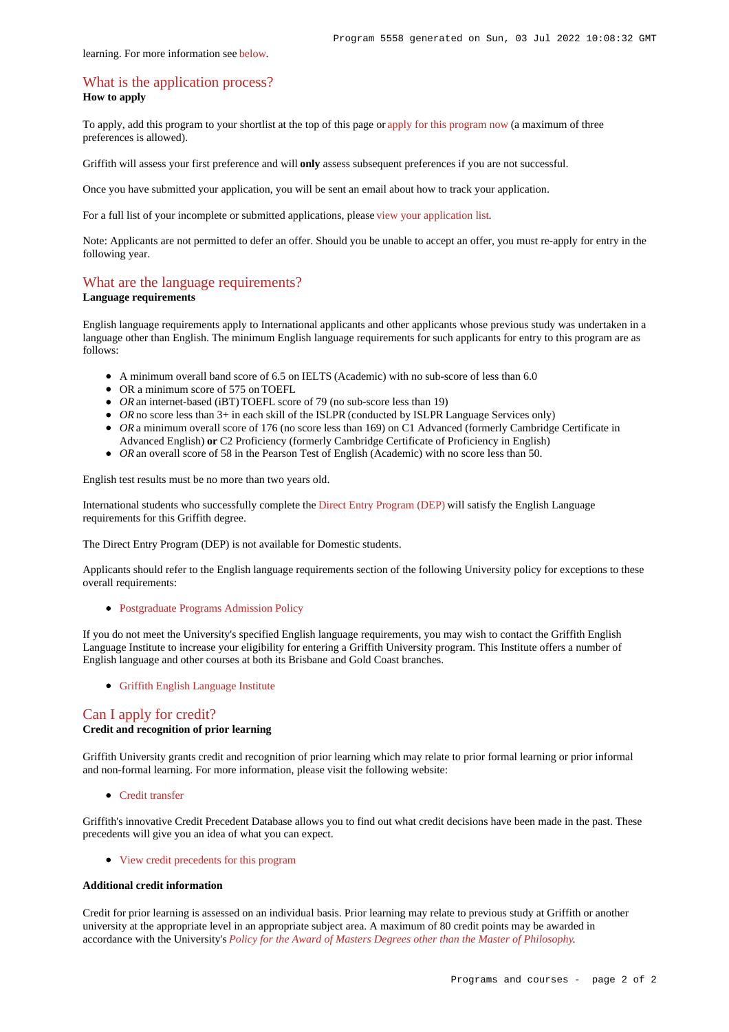learning. For more information see below.

## What is the application process?

**How to apply**

To apply, add this program to your shortlist at the top of this page or apply for this program now (a maximum of three preferences is allowed).

Griffith will assess your first preference and will **only** assess subsequent preferences if you are not successful.

Once you have submitted your application, you will be sent an email about how to track your application.

For a full list of your incomplete or submitted applications, please view your application list.

Note: Applicants are not permitted to defer an offer. Should you be unable to accept an offer, you must re-apply for entry in the following year.

## What are the language requirements?

**Language requirements**

English language requirements apply to International applicants and other applicants whose previous study was undertaken in a language other than English. The minimum English language requirements for such applicants for entry to this program are as follows:

- A minimum overall band score of 6.5 on IELTS (Academic) with no sub-score of less than 6.0
- OR a minimum score of 575 on TOEFL
- *OR* an internet-based (iBT) TOEFL score of 79 (no sub-score less than 19)
- *OR* no score less than 3+ in each skill of the ISLPR (conducted by ISLPR Language Services only)
- *OR* a minimum overall score of 176 (no score less than 169) on C1 Advanced (formerly Cambridge Certificate in Advanced English) **or** C2 Proficiency (formerly Cambridge Certificate of Proficiency in English)
- *OR* an overall score of 58 in the Pearson Test of English (Academic) with no score less than 50.

English test results must be no more than two years old.

International students who successfully complete the Direct Entry Program (DEP) will satisfy the English Language requirements for this Griffith degree.

The Direct Entry Program (DEP) is not available for Domestic students.

Applicants should refer to the English language requirements section of the following University policy for exceptions to these overall requirements:

- Postgraduate Programs Admission Policy

If you do not meet the University's specified English language requirements, you may wish to contact the Griffith English Language Institute to increase your eligibility for entering a Griffith University program. This Institute offers a number of English language and other courses at both its Brisbane and Gold Coast branches.

- Griffith English Language Institute

## Can I apply for credit?

**Credit and recognition of prior learning**

Griffith University grants credit and recognition of prior learning which may relate to prior formal learning or prior informal and non-formal learning. For more information, please visit the following website:

- Credit transfer

Griffith's innovative Credit Precedent Database allows you to find out what credit decisions have been made in the past. These precedents will give you an idea of what you can expect.

- View credit precedents for this program

**Additional credit information**

Credit for prior learning is assessed on an individual basis. Prior learning may relate to previous study at Griffith or another university at the appropriate level in an appropriate subject area. A maximum of 80 credit points may be awarded in accordance with the University's *Policy for the Award of Masters Degrees other than the Master of Philosophy*.